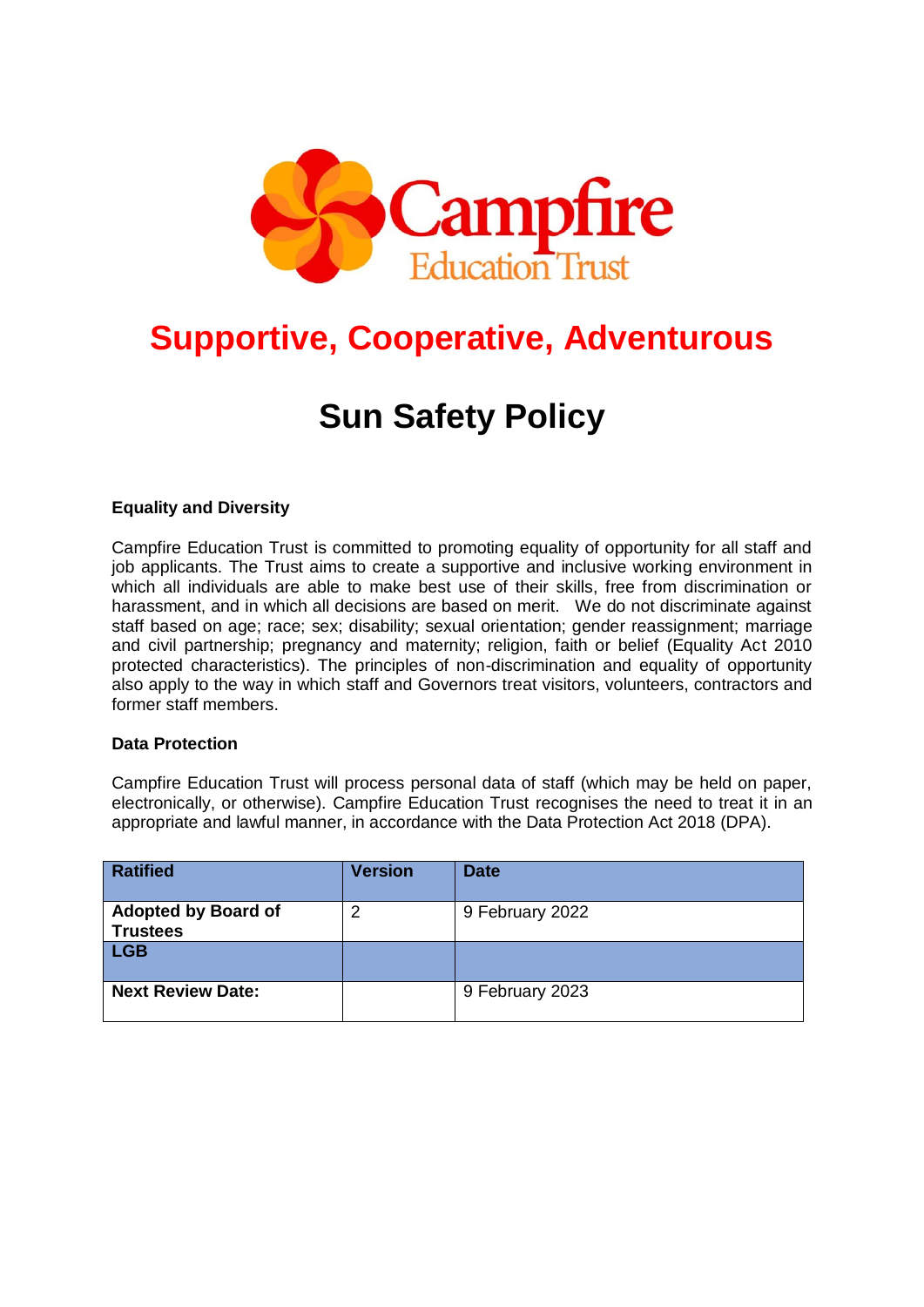Campfire Education Trust

## Supportive, Cooperative, Adventurous

# Sun Safety Policy

**Equality and Diversity**

Campfire Education Trust is committed to promoting equality of opportunity for all staff and job applicants. The Trust aims to create a supportive and inclusive working environment in which all individuals are able to make best use of their skills, free from discrimination or harassment, and in which all decisions are based on merit. We do not discriminate against staff based on age; race; sex; disability; sexual orientation; gender reassignment; marriage and civil partnership; pregnancy and maternity; religion, faith or belief (Equality Act 2010 protected characteristics). The principles of non-discrimination and equality of opportunity also apply to the way in which staff and Governors treat visitors, volunteers, contractors and former staff members.

**Data Protection**

Campfire Education Trust will process personal data of staff (which may be held on paper, electronically, or otherwise). Campfire Education Trust recognises the need to treat it in an appropriate and lawful manner, in accordance with the Data Protection Act 2018 (DPA).

| Ratified | Version | Date |
| --- | --- | --- |
| **Adopted by Board of Trustees** | 2 | 9 February 2022 |
| **LGB** | | |
| **Next Review Date:** | | 9 February 2023 |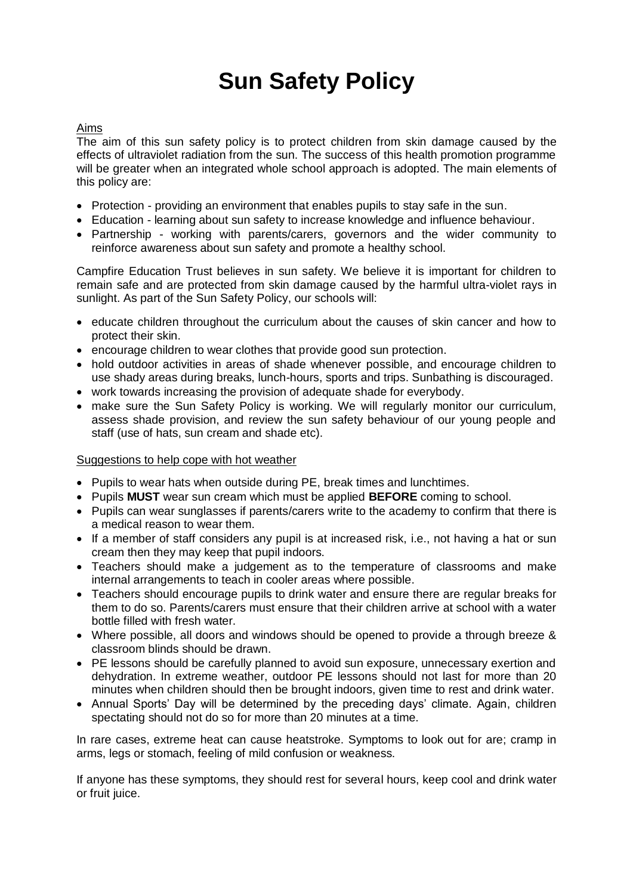# Sun Safety Policy

Aims

The aim of this sun safety policy is to protect children from skin damage caused by the effects of ultraviolet radiation from the sun. The success of this health promotion programme will be greater when an integrated whole school approach is adopted. The main elements of this policy are:

- Protection - providing an environment that enables pupils to stay safe in the sun.
- Education - learning about sun safety to increase knowledge and influence behaviour.
- Partnership - working with parents/carers, governors and the wider community to reinforce awareness about sun safety and promote a healthy school.

Campfire Education Trust believes in sun safety. We believe it is important for children to remain safe and are protected from skin damage caused by the harmful ultra-violet rays in sunlight. As part of the Sun Safety Policy, our schools will:

- educate children throughout the curriculum about the causes of skin cancer and how to protect their skin.
- encourage children to wear clothes that provide good sun protection.
- hold outdoor activities in areas of shade whenever possible, and encourage children to use shady areas during breaks, lunch-hours, sports and trips. Sunbathing is discouraged.
- work towards increasing the provision of adequate shade for everybody.
- make sure the Sun Safety Policy is working. We will regularly monitor our curriculum, assess shade provision, and review the sun safety behaviour of our young people and staff (use of hats, sun cream and shade etc).

Suggestions to help cope with hot weather

- Pupils to wear hats when outside during PE, break times and lunchtimes.
- Pupils **MUST** wear sun cream which must be applied **BEFORE** coming to school.
- Pupils can wear sunglasses if parents/carers write to the academy to confirm that there is a medical reason to wear them.
- If a member of staff considers any pupil is at increased risk, i.e., not having a hat or sun cream then they may keep that pupil indoors.
- Teachers should make a judgement as to the temperature of classrooms and make internal arrangements to teach in cooler areas where possible.
- Teachers should encourage pupils to drink water and ensure there are regular breaks for them to do so. Parents/carers must ensure that their children arrive at school with a water bottle filled with fresh water.
- Where possible, all doors and windows should be opened to provide a through breeze & classroom blinds should be drawn.
- PE lessons should be carefully planned to avoid sun exposure, unnecessary exertion and dehydration. In extreme weather, outdoor PE lessons should not last for more than 20 minutes when children should then be brought indoors, given time to rest and drink water.
- Annual Sports' Day will be determined by the preceding days' climate. Again, children spectating should not do so for more than 20 minutes at a time.

In rare cases, extreme heat can cause heatstroke. Symptoms to look out for are; cramp in arms, legs or stomach, feeling of mild confusion or weakness.

If anyone has these symptoms, they should rest for several hours, keep cool and drink water or fruit juice.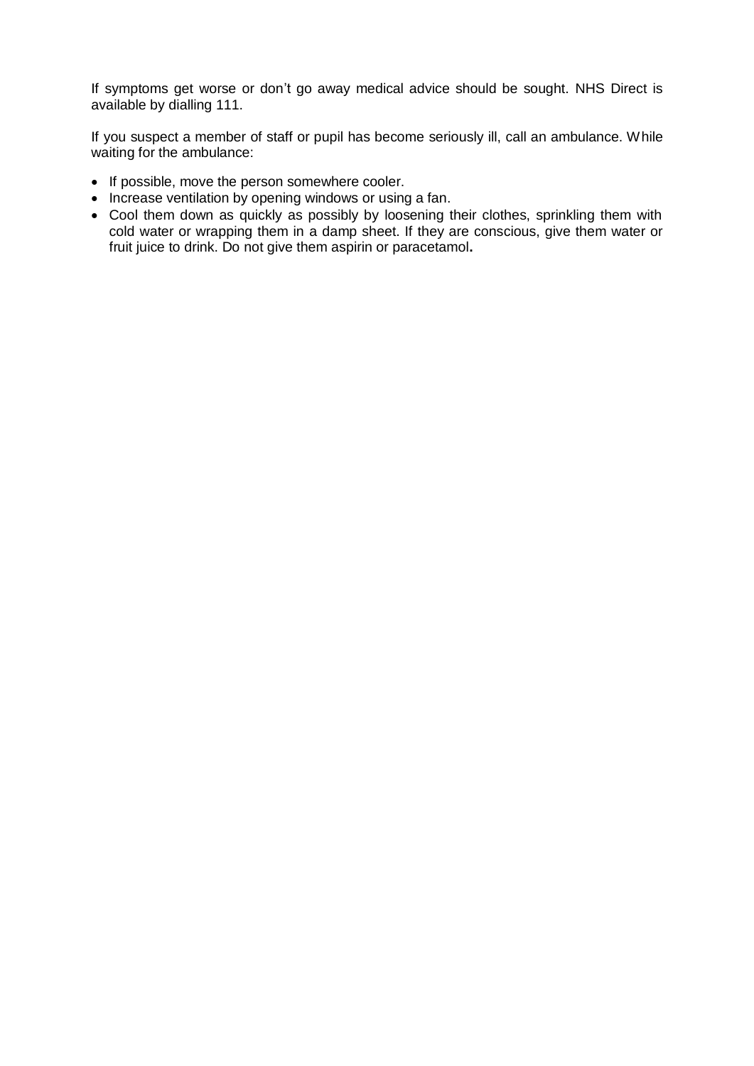If symptoms get worse or don't go away medical advice should be sought. NHS Direct is available by dialling 111.

If you suspect a member of staff or pupil has become seriously ill, call an ambulance. While waiting for the ambulance:

- If possible, move the person somewhere cooler.
- Increase ventilation by opening windows or using a fan.
- Cool them down as quickly as possibly by loosening their clothes, sprinkling them with cold water or wrapping them in a damp sheet. If they are conscious, give them water or fruit juice to drink. Do not give them aspirin or paracetamol**.**